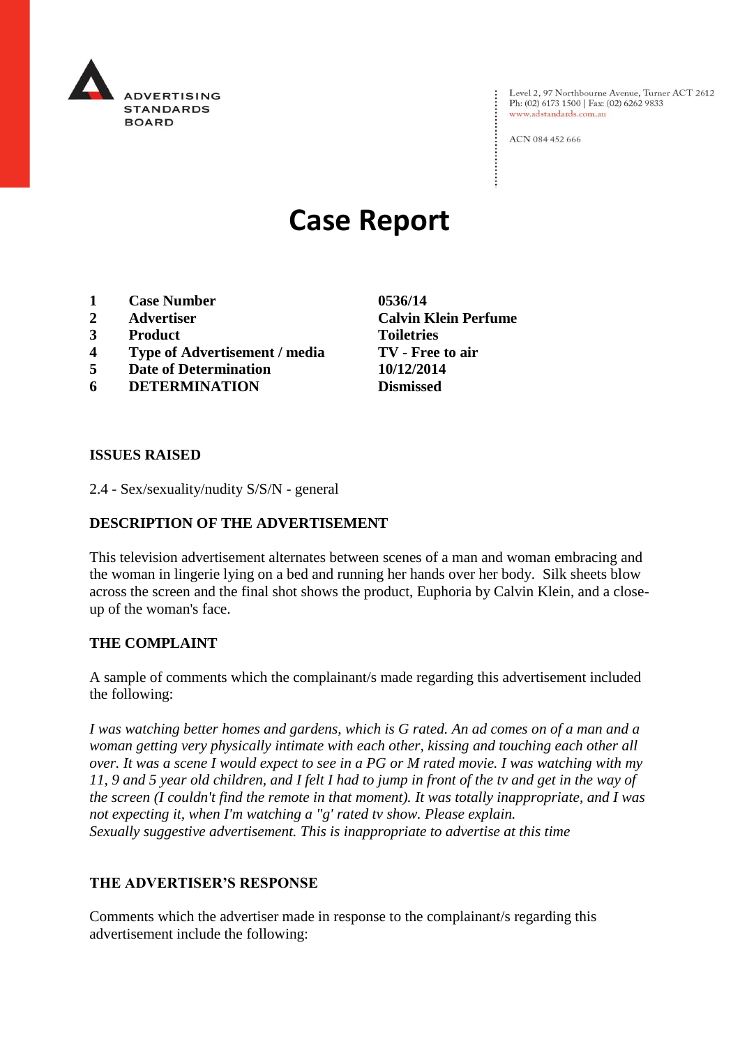ADVERTISING STANDARDS BOARD

Level 2, 97 Northbourne Avenue, Turner ACT 2612
Ph: (02) 6173 1500 | Fax: (02) 6262 9833
www.adstandards.com.au

ACN 084 452 666

# Case Report

| | | |
|---|---|---|
| 1 | **Case Number** | **0536/14** |
| 2 | **Advertiser** | **Calvin Klein Perfume** |
| 3 | **Product** | **Toiletries** |
| 4 | **Type of Advertisement / media** | **TV - Free to air** |
| 5 | **Date of Determination** | **10/12/2014** |
| 6 | **DETERMINATION** | **Dismissed** |

**ISSUES RAISED**

2.4 - Sex/sexuality/nudity S/S/N - general

**DESCRIPTION OF THE ADVERTISEMENT**

This television advertisement alternates between scenes of a man and woman embracing and the woman in lingerie lying on a bed and running her hands over her body. Silk sheets blow across the screen and the final shot shows the product, Euphoria by Calvin Klein, and a close-up of the woman's face.

**THE COMPLAINT**

A sample of comments which the complainant/s made regarding this advertisement included the following:

*I was watching better homes and gardens, which is G rated. An ad comes on of a man and a woman getting very physically intimate with each other, kissing and touching each other all over. It was a scene I would expect to see in a PG or M rated movie. I was watching with my 11, 9 and 5 year old children, and I felt I had to jump in front of the tv and get in the way of the screen (I couldn't find the remote in that moment). It was totally inappropriate, and I was not expecting it, when I'm watching a "g' rated tv show. Please explain.*
*Sexually suggestive advertisement. This is inappropriate to advertise at this time*

**THE ADVERTISER'S RESPONSE**

Comments which the advertiser made in response to the complainant/s regarding this advertisement include the following: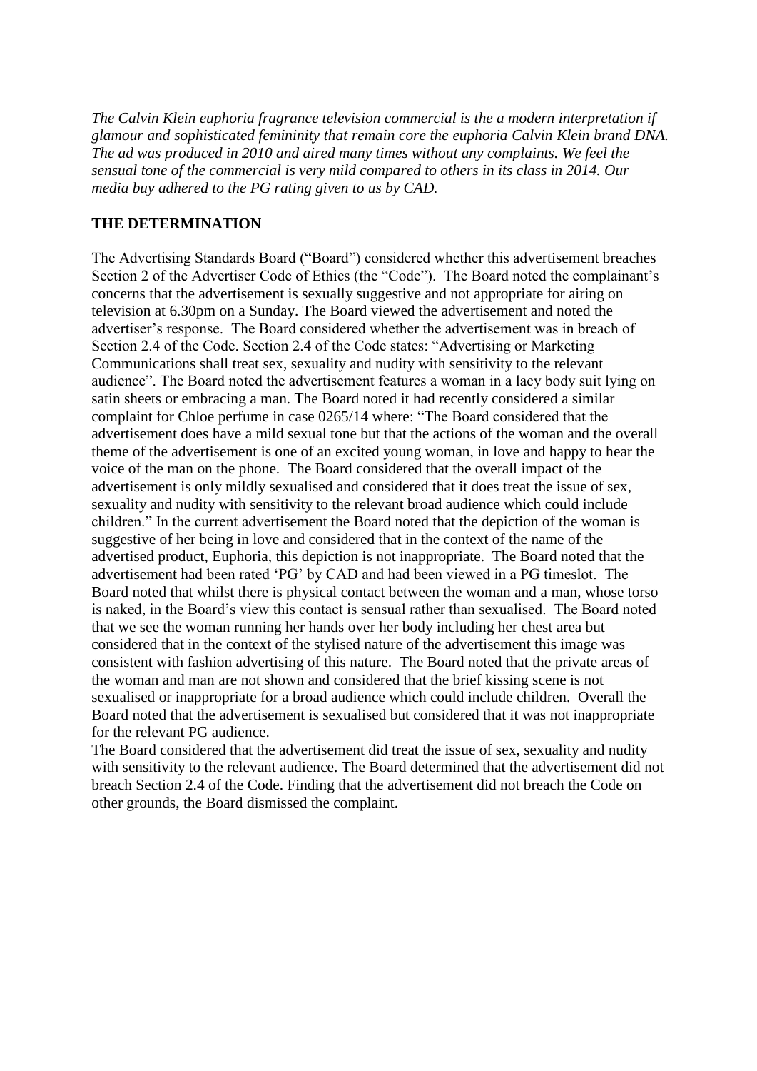*The Calvin Klein euphoria fragrance television commercial is the a modern interpretation if glamour and sophisticated femininity that remain core the euphoria Calvin Klein brand DNA. The ad was produced in 2010 and aired many times without any complaints. We feel the sensual tone of the commercial is very mild compared to others in its class in 2014. Our media buy adhered to the PG rating given to us by CAD.*

**THE DETERMINATION**

The Advertising Standards Board ("Board") considered whether this advertisement breaches Section 2 of the Advertiser Code of Ethics (the "Code"). The Board noted the complainant's concerns that the advertisement is sexually suggestive and not appropriate for airing on television at 6.30pm on a Sunday. The Board viewed the advertisement and noted the advertiser's response. The Board considered whether the advertisement was in breach of Section 2.4 of the Code. Section 2.4 of the Code states: "Advertising or Marketing Communications shall treat sex, sexuality and nudity with sensitivity to the relevant audience". The Board noted the advertisement features a woman in a lacy body suit lying on satin sheets or embracing a man. The Board noted it had recently considered a similar complaint for Chloe perfume in case 0265/14 where: "The Board considered that the advertisement does have a mild sexual tone but that the actions of the woman and the overall theme of the advertisement is one of an excited young woman, in love and happy to hear the voice of the man on the phone. The Board considered that the overall impact of the advertisement is only mildly sexualised and considered that it does treat the issue of sex, sexuality and nudity with sensitivity to the relevant broad audience which could include children." In the current advertisement the Board noted that the depiction of the woman is suggestive of her being in love and considered that in the context of the name of the advertised product, Euphoria, this depiction is not inappropriate. The Board noted that the advertisement had been rated 'PG' by CAD and had been viewed in a PG timeslot. The Board noted that whilst there is physical contact between the woman and a man, whose torso is naked, in the Board's view this contact is sensual rather than sexualised. The Board noted that we see the woman running her hands over her body including her chest area but considered that in the context of the stylised nature of the advertisement this image was consistent with fashion advertising of this nature. The Board noted that the private areas of the woman and man are not shown and considered that the brief kissing scene is not sexualised or inappropriate for a broad audience which could include children. Overall the Board noted that the advertisement is sexualised but considered that it was not inappropriate for the relevant PG audience.

The Board considered that the advertisement did treat the issue of sex, sexuality and nudity with sensitivity to the relevant audience. The Board determined that the advertisement did not breach Section 2.4 of the Code. Finding that the advertisement did not breach the Code on other grounds, the Board dismissed the complaint.